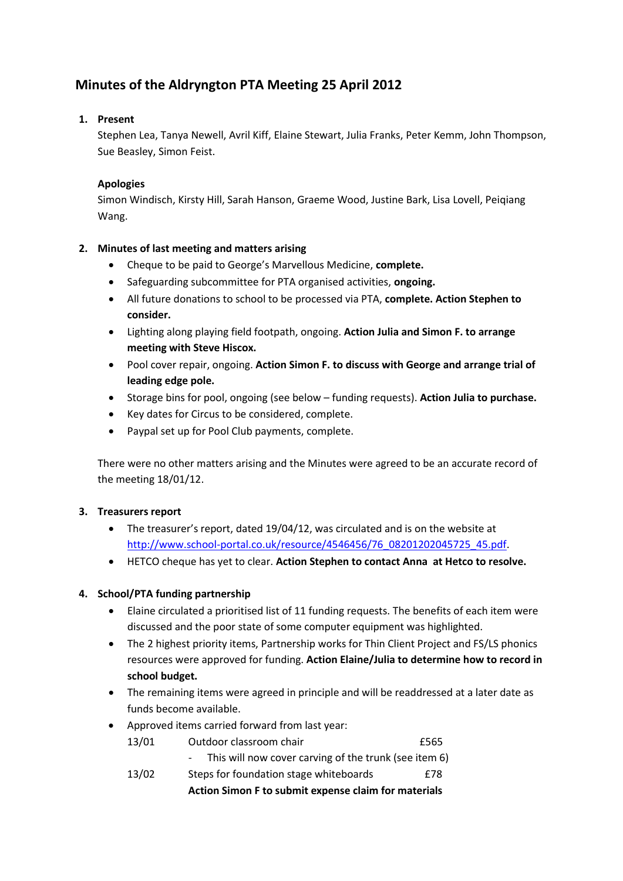# Minutes of the Aldryngton PTA Meeting 25 April 2012

1. **Present**

   Stephen Lea, Tanya Newell, Avril Kiff, Elaine Stewart, Julia Franks, Peter Kemm, John Thompson, Sue Beasley, Simon Feist.

   **Apologies**

   Simon Windisch, Kirsty Hill, Sarah Hanson, Graeme Wood, Justine Bark, Lisa Lovell, Peiqiang Wang.

2. **Minutes of last meeting and matters arising**
   - Cheque to be paid to George's Marvellous Medicine, **complete.**
   - Safeguarding subcommittee for PTA organised activities, **ongoing.**
   - All future donations to school to be processed via PTA, **complete. Action Stephen to consider.**
   - Lighting along playing field footpath, ongoing. **Action Julia and Simon F. to arrange meeting with Steve Hiscox.**
   - Pool cover repair, ongoing. **Action Simon F. to discuss with George and arrange trial of leading edge pole.**
   - Storage bins for pool, ongoing (see below – funding requests). **Action Julia to purchase.**
   - Key dates for Circus to be considered, complete.
   - Paypal set up for Pool Club payments, complete.

   There were no other matters arising and the Minutes were agreed to be an accurate record of the meeting 18/01/12.

3. **Treasurers report**
   - The treasurer's report, dated 19/04/12, was circulated and is on the website at http://www.school-portal.co.uk/resource/4546456/76_08201202045725_45.pdf.
   - HETCO cheque has yet to clear. **Action Stephen to contact Anna at Hetco to resolve.**

4. **School/PTA funding partnership**
   - Elaine circulated a prioritised list of 11 funding requests. The benefits of each item were discussed and the poor state of some computer equipment was highlighted.
   - The 2 highest priority items, Partnership works for Thin Client Project and FS/LS phonics resources were approved for funding. **Action Elaine/Julia to determine how to record in school budget.**
   - The remaining items were agreed in principle and will be readdressed at a later date as funds become available.
   - Approved items carried forward from last year:

     | | | |
     |---|---|---|
     | 13/01 | Outdoor classroom chair | £565 |
     | | - This will now cover carving of the trunk (see item 6) | |
     | 13/02 | Steps for foundation stage whiteboards | £78 |
     | | **Action Simon F to submit expense claim for materials** | |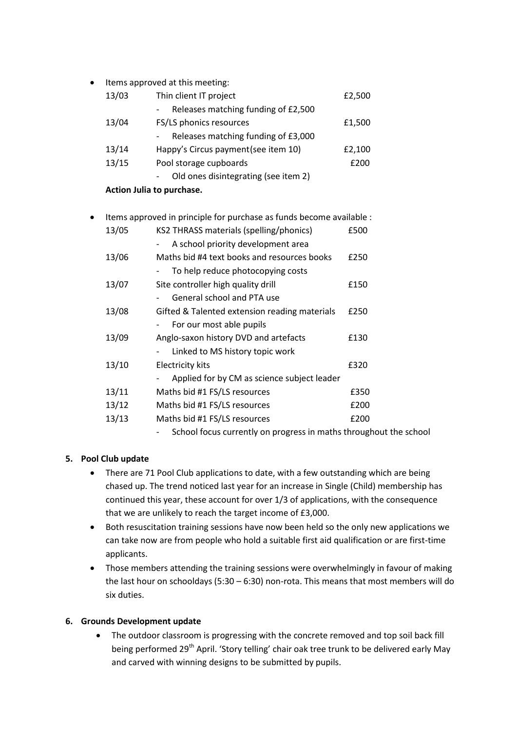- Items approved at this meeting:

| | | |
|---|---|---|
| 13/03 | Thin client IT project | £2,500 |
| | - Releases matching funding of £2,500 | |
| 13/04 | FS/LS phonics resources | £1,500 |
| | - Releases matching funding of £3,000 | |
| 13/14 | Happy's Circus payment(see item 10) | £2,100 |
| 13/15 | Pool storage cupboards | £200 |
| | - Old ones disintegrating (see item 2) | |

**Action Julia to purchase.**

- Items approved in principle for purchase as funds become available :

| | | |
|---|---|---|
| 13/05 | KS2 THRASS materials (spelling/phonics) | £500 |
| | - A school priority development area | |
| 13/06 | Maths bid #4 text books and resources books | £250 |
| | - To help reduce photocopying costs | |
| 13/07 | Site controller high quality drill | £150 |
| | - General school and PTA use | |
| 13/08 | Gifted & Talented extension reading materials | £250 |
| | - For our most able pupils | |
| 13/09 | Anglo-saxon history DVD and artefacts | £130 |
| | - Linked to MS history topic work | |
| 13/10 | Electricity kits | £320 |
| | - Applied for by CM as science subject leader | |
| 13/11 | Maths bid #1 FS/LS resources | £350 |
| 13/12 | Maths bid #1 FS/LS resources | £200 |
| 13/13 | Maths bid #1 FS/LS resources | £200 |
| | - School focus currently on progress in maths throughout the school | |

**5. Pool Club update**

- There are 71 Pool Club applications to date, with a few outstanding which are being chased up. The trend noticed last year for an increase in Single (Child) membership has continued this year, these account for over 1/3 of applications, with the consequence that we are unlikely to reach the target income of £3,000.
- Both resuscitation training sessions have now been held so the only new applications we can take now are from people who hold a suitable first aid qualification or are first-time applicants.
- Those members attending the training sessions were overwhelmingly in favour of making the last hour on schooldays (5:30 – 6:30) non-rota. This means that most members will do six duties.

**6. Grounds Development update**

- The outdoor classroom is progressing with the concrete removed and top soil back fill being performed 29th April. 'Story telling' chair oak tree trunk to be delivered early May and carved with winning designs to be submitted by pupils.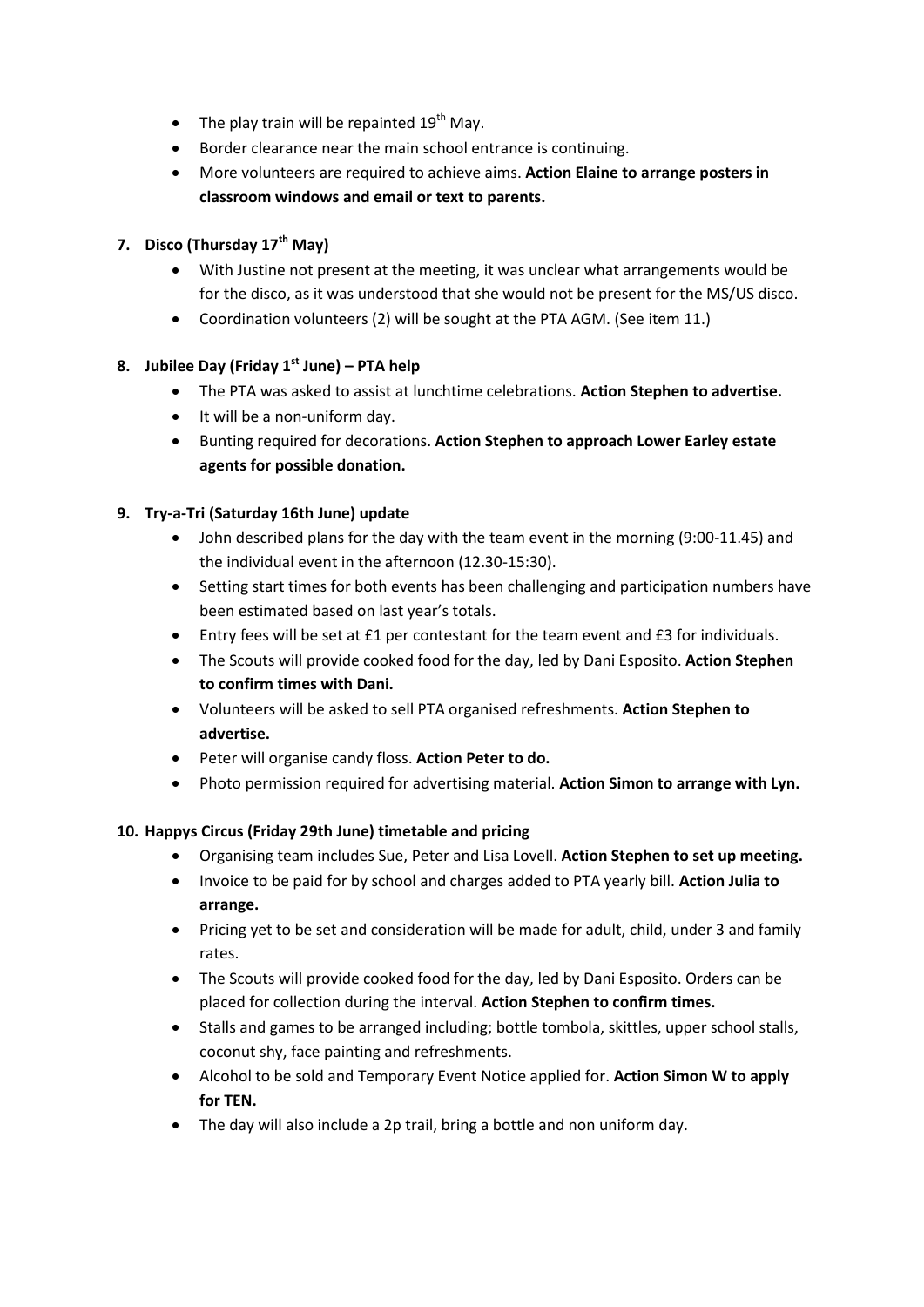- The play train will be repainted 19th May.
- Border clearance near the main school entrance is continuing.
- More volunteers are required to achieve aims. **Action Elaine to arrange posters in classroom windows and email or text to parents.**

**7. Disco (Thursday 17th May)**

- With Justine not present at the meeting, it was unclear what arrangements would be for the disco, as it was understood that she would not be present for the MS/US disco.
- Coordination volunteers (2) will be sought at the PTA AGM. (See item 11.)

**8. Jubilee Day (Friday 1st June) – PTA help**

- The PTA was asked to assist at lunchtime celebrations. **Action Stephen to advertise.**
- It will be a non-uniform day.
- Bunting required for decorations. **Action Stephen to approach Lower Earley estate agents for possible donation.**

**9. Try-a-Tri (Saturday 16th June) update**

- John described plans for the day with the team event in the morning (9:00-11.45) and the individual event in the afternoon (12.30-15:30).
- Setting start times for both events has been challenging and participation numbers have been estimated based on last year's totals.
- Entry fees will be set at £1 per contestant for the team event and £3 for individuals.
- The Scouts will provide cooked food for the day, led by Dani Esposito. **Action Stephen to confirm times with Dani.**
- Volunteers will be asked to sell PTA organised refreshments. **Action Stephen to advertise.**
- Peter will organise candy floss. **Action Peter to do.**
- Photo permission required for advertising material. **Action Simon to arrange with Lyn.**

**10. Happys Circus (Friday 29th June) timetable and pricing**

- Organising team includes Sue, Peter and Lisa Lovell. **Action Stephen to set up meeting.**
- Invoice to be paid for by school and charges added to PTA yearly bill. **Action Julia to arrange.**
- Pricing yet to be set and consideration will be made for adult, child, under 3 and family rates.
- The Scouts will provide cooked food for the day, led by Dani Esposito. Orders can be placed for collection during the interval. **Action Stephen to confirm times.**
- Stalls and games to be arranged including; bottle tombola, skittles, upper school stalls, coconut shy, face painting and refreshments.
- Alcohol to be sold and Temporary Event Notice applied for. **Action Simon W to apply for TEN.**
- The day will also include a 2p trail, bring a bottle and non uniform day.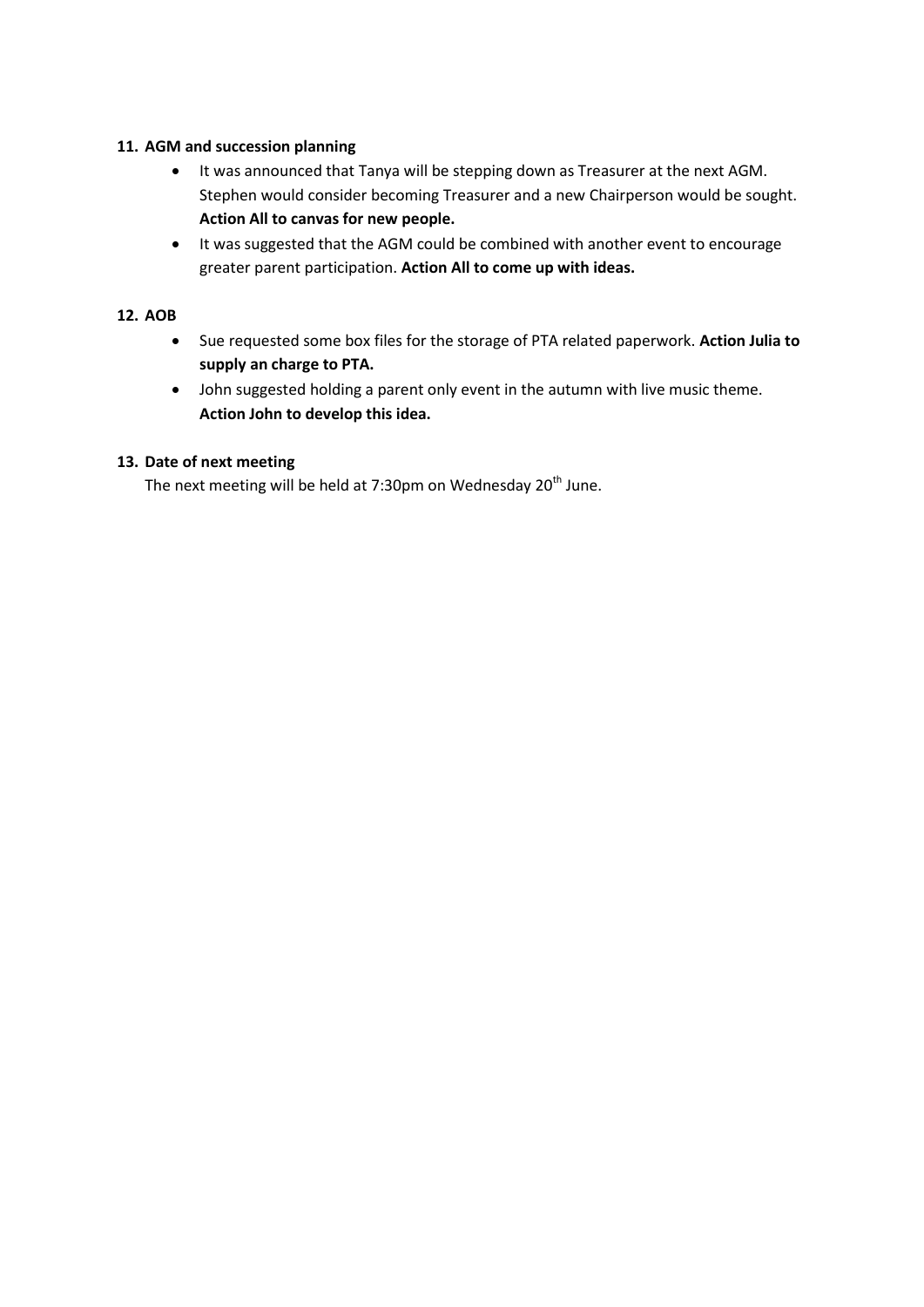**11. AGM and succession planning**

- It was announced that Tanya will be stepping down as Treasurer at the next AGM. Stephen would consider becoming Treasurer and a new Chairperson would be sought. **Action All to canvas for new people.**
- It was suggested that the AGM could be combined with another event to encourage greater parent participation. **Action All to come up with ideas.**

**12. AOB**

- Sue requested some box files for the storage of PTA related paperwork. **Action Julia to supply an charge to PTA.**
- John suggested holding a parent only event in the autumn with live music theme. **Action John to develop this idea.**

**13. Date of next meeting**

The next meeting will be held at 7:30pm on Wednesday 20th June.